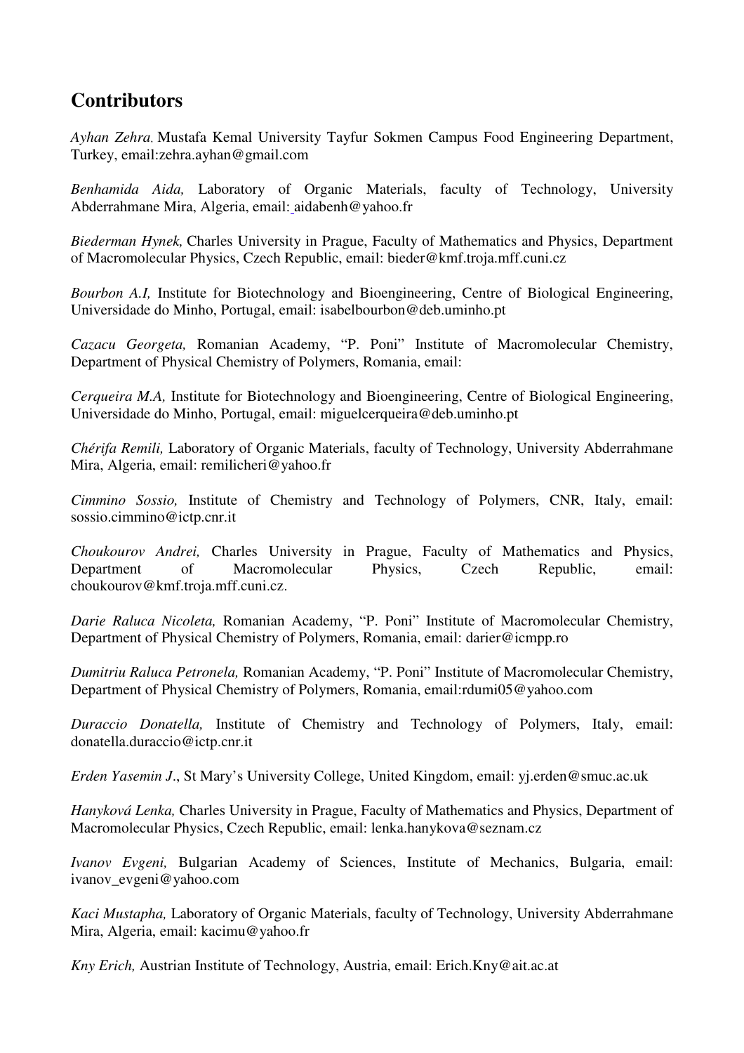## Contributors

*Ayhan Zehra*, Mustafa Kemal University Tayfur Sokmen Campus Food Engineering Department, Turkey, email:zehra.ayhan@gmail.com

*Benhamida Aida,* Laboratory of Organic Materials, faculty of Technology, University Abderrahmane Mira, Algeria, email: aidabenh@yahoo.fr

*Biederman Hynek,* Charles University in Prague, Faculty of Mathematics and Physics, Department of Macromolecular Physics, Czech Republic, email: bieder@kmf.troja.mff.cuni.cz

*Bourbon A.I,* Institute for Biotechnology and Bioengineering, Centre of Biological Engineering, Universidade do Minho, Portugal, email: isabelbourbon@deb.uminho.pt

*Cazacu Georgeta,* Romanian Academy, "P. Poni" Institute of Macromolecular Chemistry, Department of Physical Chemistry of Polymers, Romania, email:

*Cerqueira M.A,* Institute for Biotechnology and Bioengineering, Centre of Biological Engineering, Universidade do Minho, Portugal, email: miguelcerqueira@deb.uminho.pt

*Chérifa Remili,* Laboratory of Organic Materials, faculty of Technology, University Abderrahmane Mira, Algeria, email: remilicheri@yahoo.fr

*Cimmino Sossio,* Institute of Chemistry and Technology of Polymers, CNR, Italy, email: sossio.cimmino@ictp.cnr.it

*Choukourov Andrei,* Charles University in Prague, Faculty of Mathematics and Physics, Department of Macromolecular Physics, Czech Republic, email: choukourov@kmf.troja.mff.cuni.cz.

*Darie Raluca Nicoleta,* Romanian Academy, "P. Poni" Institute of Macromolecular Chemistry, Department of Physical Chemistry of Polymers, Romania, email: darier@icmpp.ro

*Dumitriu Raluca Petronela,* Romanian Academy, "P. Poni" Institute of Macromolecular Chemistry, Department of Physical Chemistry of Polymers, Romania, email:rdumi05@yahoo.com

*Duraccio Donatella,* Institute of Chemistry and Technology of Polymers, Italy, email: donatella.duraccio@ictp.cnr.it

*Erden Yasemin J*., St Mary's University College, United Kingdom, email: yj.erden@smuc.ac.uk

*Hanyková Lenka,* Charles University in Prague, Faculty of Mathematics and Physics, Department of Macromolecular Physics, Czech Republic, email: lenka.hanykova@seznam.cz

*Ivanov Evgeni,* Bulgarian Academy of Sciences, Institute of Mechanics, Bulgaria, email: ivanov_evgeni@yahoo.com

*Kaci Mustapha,* Laboratory of Organic Materials, faculty of Technology, University Abderrahmane Mira, Algeria, email: kacimu@yahoo.fr

*Kny Erich,* Austrian Institute of Technology, Austria, email: Erich.Kny@ait.ac.at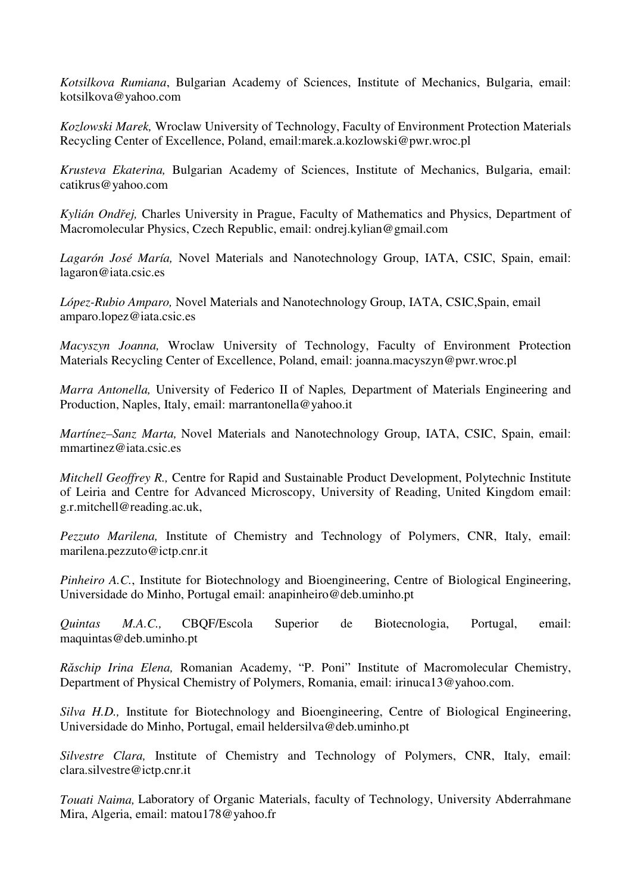*Kotsilkova Rumiana*, Bulgarian Academy of Sciences, Institute of Mechanics, Bulgaria, email: kotsilkova@yahoo.com

*Kozlowski Marek,* Wroclaw University of Technology, Faculty of Environment Protection Materials Recycling Center of Excellence, Poland, email:marek.a.kozlowski@pwr.wroc.pl

*Krusteva Ekaterina,* Bulgarian Academy of Sciences, Institute of Mechanics, Bulgaria, email: catikrus@yahoo.com

*Kylián Ondřej,* Charles University in Prague, Faculty of Mathematics and Physics, Department of Macromolecular Physics, Czech Republic, email: ondrej.kylian@gmail.com

*Lagarón José María,* Novel Materials and Nanotechnology Group, IATA, CSIC, Spain, email: lagaron@iata.csic.es

*López-Rubio Amparo,* Novel Materials and Nanotechnology Group, IATA, CSIC,Spain, email amparo.lopez@iata.csic.es

*Macyszyn Joanna,* Wroclaw University of Technology, Faculty of Environment Protection Materials Recycling Center of Excellence, Poland, email: joanna.macyszyn@pwr.wroc.pl

*Marra Antonella,* University of Federico II of Naples*,* Department of Materials Engineering and Production, Naples, Italy, email: marrantonella@yahoo.it

*Martínez–Sanz Marta,* Novel Materials and Nanotechnology Group, IATA, CSIC, Spain, email: mmartinez@iata.csic.es

*Mitchell Geoffrey R.,* Centre for Rapid and Sustainable Product Development, Polytechnic Institute of Leiria and Centre for Advanced Microscopy, University of Reading, United Kingdom email: g.r.mitchell@reading.ac.uk,

*Pezzuto Marilena,* Institute of Chemistry and Technology of Polymers, CNR, Italy, email: marilena.pezzuto@ictp.cnr.it

*Pinheiro A.C.*, Institute for Biotechnology and Bioengineering, Centre of Biological Engineering, Universidade do Minho, Portugal email: anapinheiro@deb.uminho.pt

*Quintas M.A.C.,* CBQF/Escola Superior de Biotecnologia, Portugal, email: maquintas@deb.uminho.pt

*Răschip Irina Elena,* Romanian Academy, "P. Poni" Institute of Macromolecular Chemistry, Department of Physical Chemistry of Polymers, Romania, email: irinuca13@yahoo.com.

*Silva H.D.,* Institute for Biotechnology and Bioengineering, Centre of Biological Engineering, Universidade do Minho, Portugal, email heldersilva@deb.uminho.pt

*Silvestre Clara,* Institute of Chemistry and Technology of Polymers, CNR, Italy, email: clara.silvestre@ictp.cnr.it

*Touati Naima,* Laboratory of Organic Materials, faculty of Technology, University Abderrahmane Mira, Algeria, email: matou178@yahoo.fr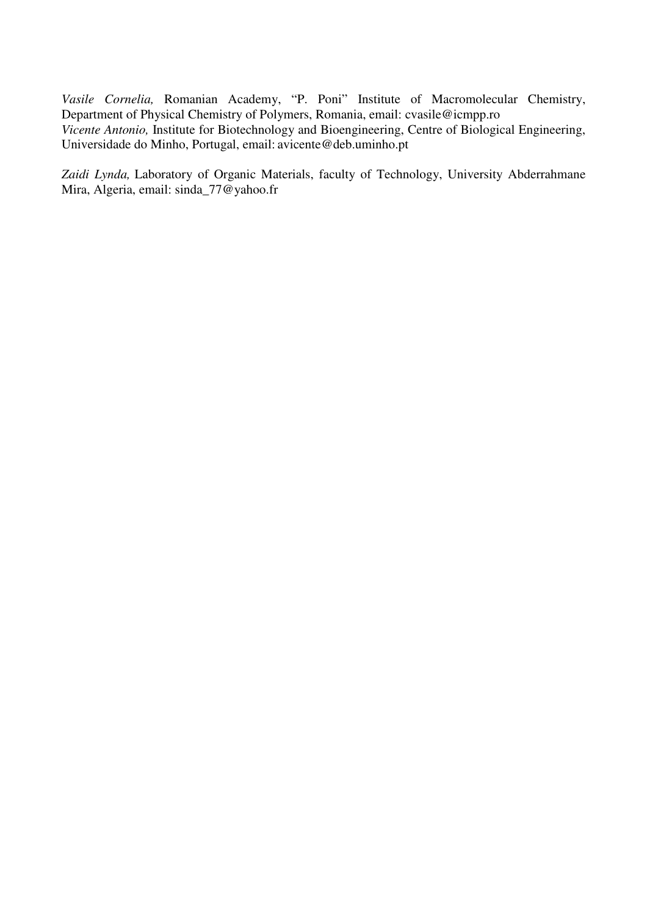*Vasile Cornelia,* Romanian Academy, “P. Poni” Institute of Macromolecular Chemistry, Department of Physical Chemistry of Polymers, Romania, email: cvasile@icmpp.ro
*Vicente Antonio,* Institute for Biotechnology and Bioengineering, Centre of Biological Engineering, Universidade do Minho, Portugal, email: avicente@deb.uminho.pt

*Zaidi Lynda,* Laboratory of Organic Materials, faculty of Technology, University Abderrahmane Mira, Algeria, email: sinda_77@yahoo.fr